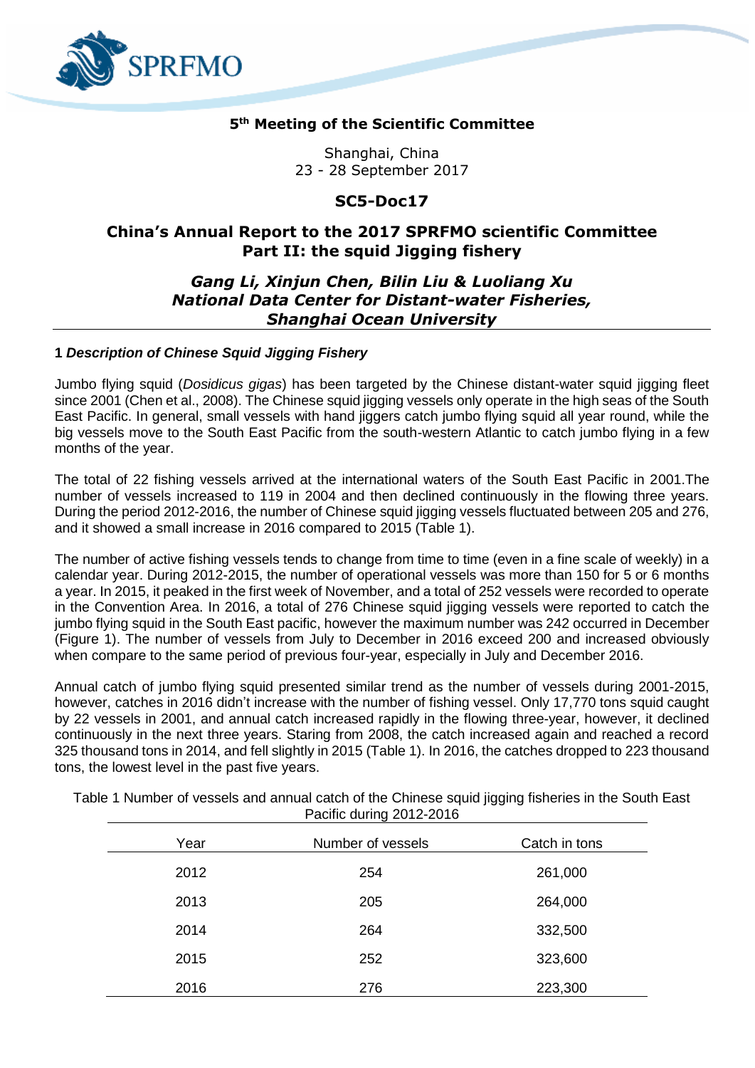## 5th Meeting of the Scientific Committee

Shanghai, China
23 - 28 September 2017

## SC5-Doc17

# China's Annual Report to the 2017 SPRFMO scientific Committee Part II: the squid Jigging fishery

***Gang Li, Xinjun Chen, Bilin Liu & Luoliang Xu***
***National Data Center for Distant-water Fisheries, Shanghai Ocean University***

### 1 *Description of Chinese Squid Jigging Fishery*

Jumbo flying squid (*Dosidicus gigas*) has been targeted by the Chinese distant-water squid jigging fleet since 2001 (Chen et al., 2008). The Chinese squid jigging vessels only operate in the high seas of the South East Pacific. In general, small vessels with hand jiggers catch jumbo flying squid all year round, while the big vessels move to the South East Pacific from the south-western Atlantic to catch jumbo flying in a few months of the year.

The total of 22 fishing vessels arrived at the international waters of the South East Pacific in 2001.The number of vessels increased to 119 in 2004 and then declined continuously in the flowing three years. During the period 2012-2016, the number of Chinese squid jigging vessels fluctuated between 205 and 276, and it showed a small increase in 2016 compared to 2015 (Table 1).

The number of active fishing vessels tends to change from time to time (even in a fine scale of weekly) in a calendar year. During 2012-2015, the number of operational vessels was more than 150 for 5 or 6 months a year. In 2015, it peaked in the first week of November, and a total of 252 vessels were recorded to operate in the Convention Area. In 2016, a total of 276 Chinese squid jigging vessels were reported to catch the jumbo flying squid in the South East pacific, however the maximum number was 242 occurred in December (Figure 1). The number of vessels from July to December in 2016 exceed 200 and increased obviously when compare to the same period of previous four-year, especially in July and December 2016.

Annual catch of jumbo flying squid presented similar trend as the number of vessels during 2001-2015, however, catches in 2016 didn't increase with the number of fishing vessel. Only 17,770 tons squid caught by 22 vessels in 2001, and annual catch increased rapidly in the flowing three-year, however, it declined continuously in the next three years. Staring from 2008, the catch increased again and reached a record 325 thousand tons in 2014, and fell slightly in 2015 (Table 1). In 2016, the catches dropped to 223 thousand tons, the lowest level in the past five years.

Table 1 Number of vessels and annual catch of the Chinese squid jigging fisheries in the South East Pacific during 2012-2016

| Year | Number of vessels | Catch in tons |
|---|---|---|
| 2012 | 254 | 261,000 |
| 2013 | 205 | 264,000 |
| 2014 | 264 | 332,500 |
| 2015 | 252 | 323,600 |
| 2016 | 276 | 223,300 |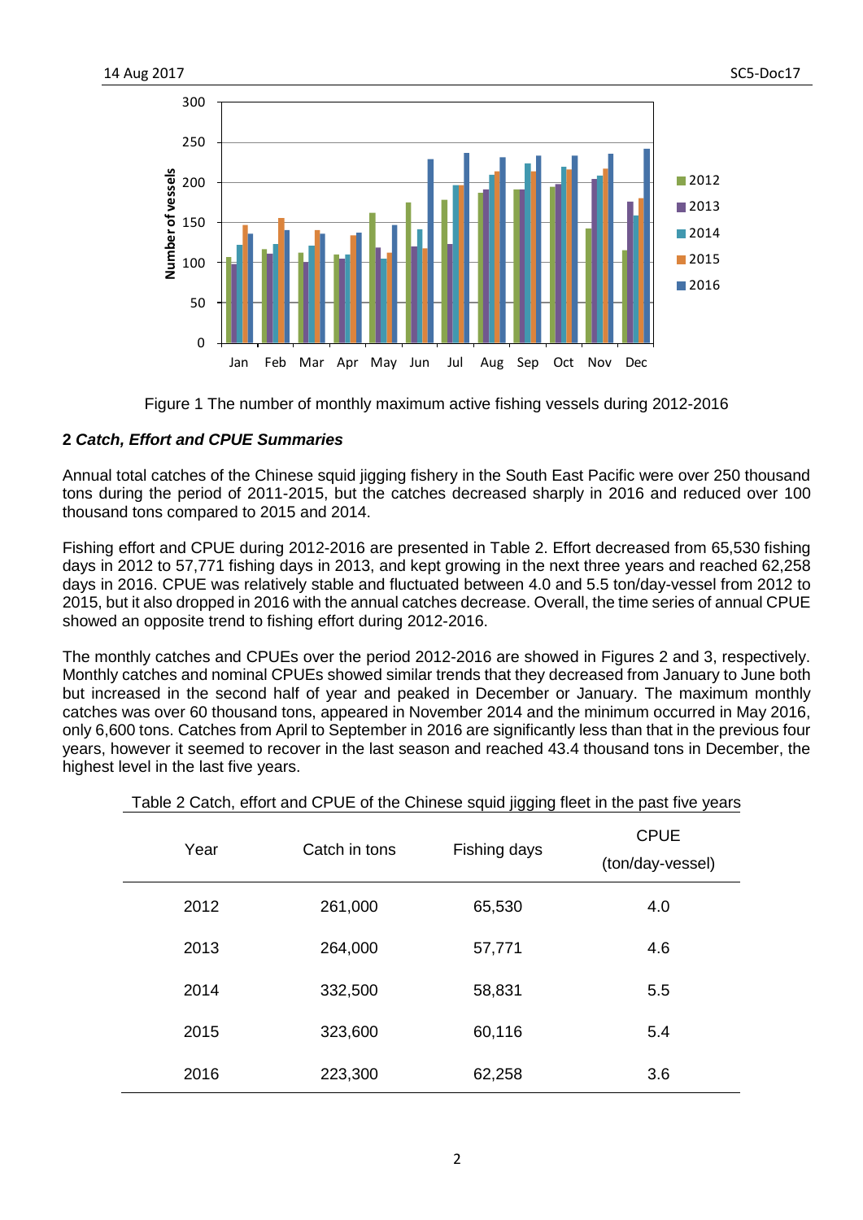Figure 1 The number of monthly maximum active fishing vessels during 2012-2016

## 2 *Catch, Effort and CPUE Summaries*

Annual total catches of the Chinese squid jigging fishery in the South East Pacific were over 250 thousand tons during the period of 2011-2015, but the catches decreased sharply in 2016 and reduced over 100 thousand tons compared to 2015 and 2014.

Fishing effort and CPUE during 2012-2016 are presented in Table 2. Effort decreased from 65,530 fishing days in 2012 to 57,771 fishing days in 2013, and kept growing in the next three years and reached 62,258 days in 2016. CPUE was relatively stable and fluctuated between 4.0 and 5.5 ton/day-vessel from 2012 to 2015, but it also dropped in 2016 with the annual catches decrease. Overall, the time series of annual CPUE showed an opposite trend to fishing effort during 2012-2016.

The monthly catches and CPUEs over the period 2012-2016 are showed in Figures 2 and 3, respectively. Monthly catches and nominal CPUEs showed similar trends that they decreased from January to June both but increased in the second half of year and peaked in December or January. The maximum monthly catches was over 60 thousand tons, appeared in November 2014 and the minimum occurred in May 2016, only 6,600 tons. Catches from April to September in 2016 are significantly less than that in the previous four years, however it seemed to recover in the last season and reached 43.4 thousand tons in December, the highest level in the last five years.

Table 2 Catch, effort and CPUE of the Chinese squid jigging fleet in the past five years

| Year | Catch in tons | Fishing days | CPUE (ton/day-vessel) |
|---|---|---|---|
| 2012 | 261,000 | 65,530 | 4.0 |
| 2013 | 264,000 | 57,771 | 4.6 |
| 2014 | 332,500 | 58,831 | 5.5 |
| 2015 | 323,600 | 60,116 | 5.4 |
| 2016 | 223,300 | 62,258 | 3.6 |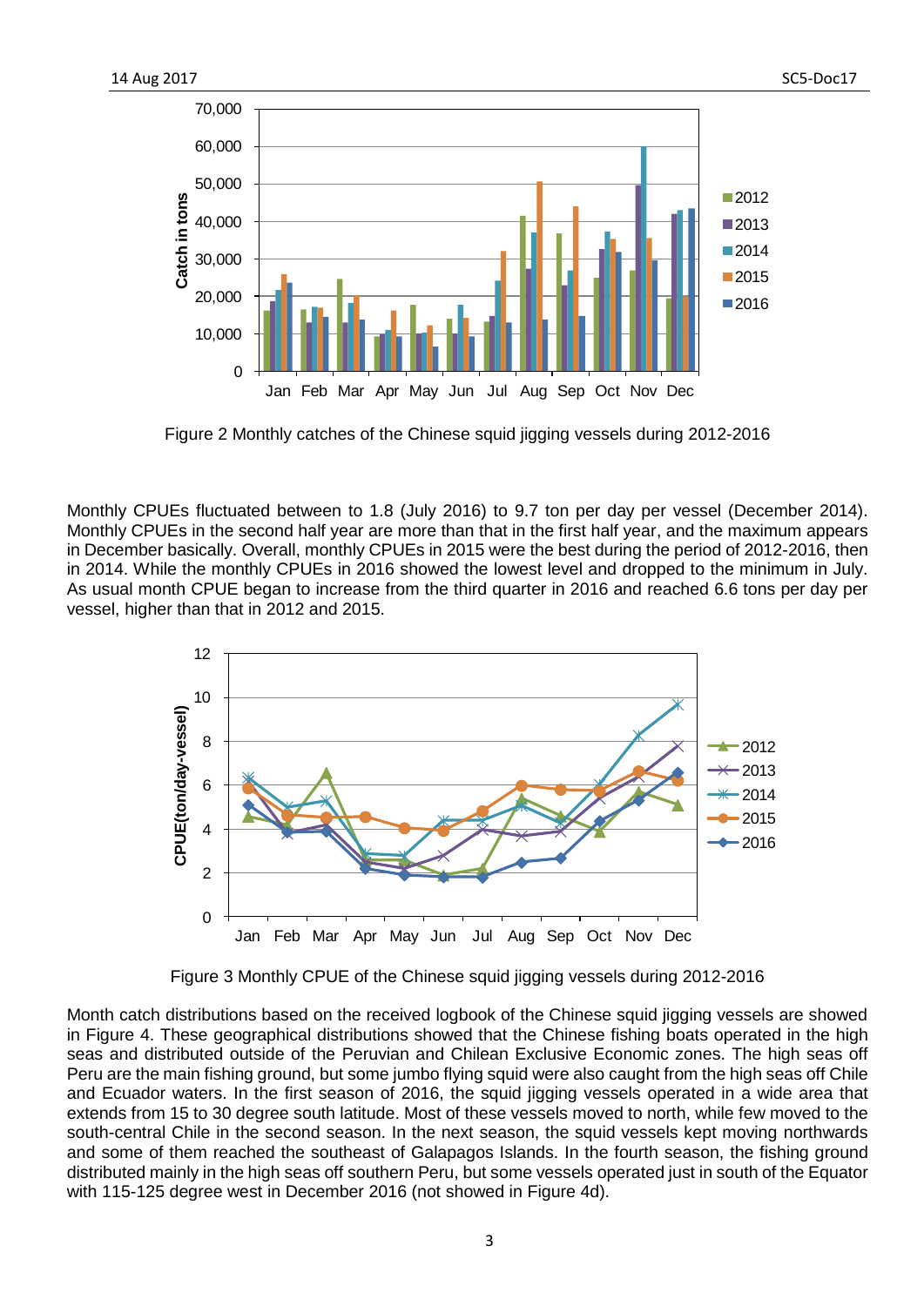Figure 2 Monthly catches of the Chinese squid jigging vessels during 2012-2016

Monthly CPUEs fluctuated between to 1.8 (July 2016) to 9.7 ton per day per vessel (December 2014). Monthly CPUEs in the second half year are more than that in the first half year, and the maximum appears in December basically. Overall, monthly CPUEs in 2015 were the best during the period of 2012-2016, then in 2014. While the monthly CPUEs in 2016 showed the lowest level and dropped to the minimum in July. As usual month CPUE began to increase from the third quarter in 2016 and reached 6.6 tons per day per vessel, higher than that in 2012 and 2015.

Figure 3 Monthly CPUE of the Chinese squid jigging vessels during 2012-2016

Month catch distributions based on the received logbook of the Chinese squid jigging vessels are showed in Figure 4. These geographical distributions showed that the Chinese fishing boats operated in the high seas and distributed outside of the Peruvian and Chilean Exclusive Economic zones. The high seas off Peru are the main fishing ground, but some jumbo flying squid were also caught from the high seas off Chile and Ecuador waters. In the first season of 2016, the squid jigging vessels operated in a wide area that extends from 15 to 30 degree south latitude. Most of these vessels moved to north, while few moved to the south-central Chile in the second season. In the next season, the squid vessels kept moving northwards and some of them reached the southeast of Galapagos Islands. In the fourth season, the fishing ground distributed mainly in the high seas off southern Peru, but some vessels operated just in south of the Equator with 115-125 degree west in December 2016 (not showed in Figure 4d).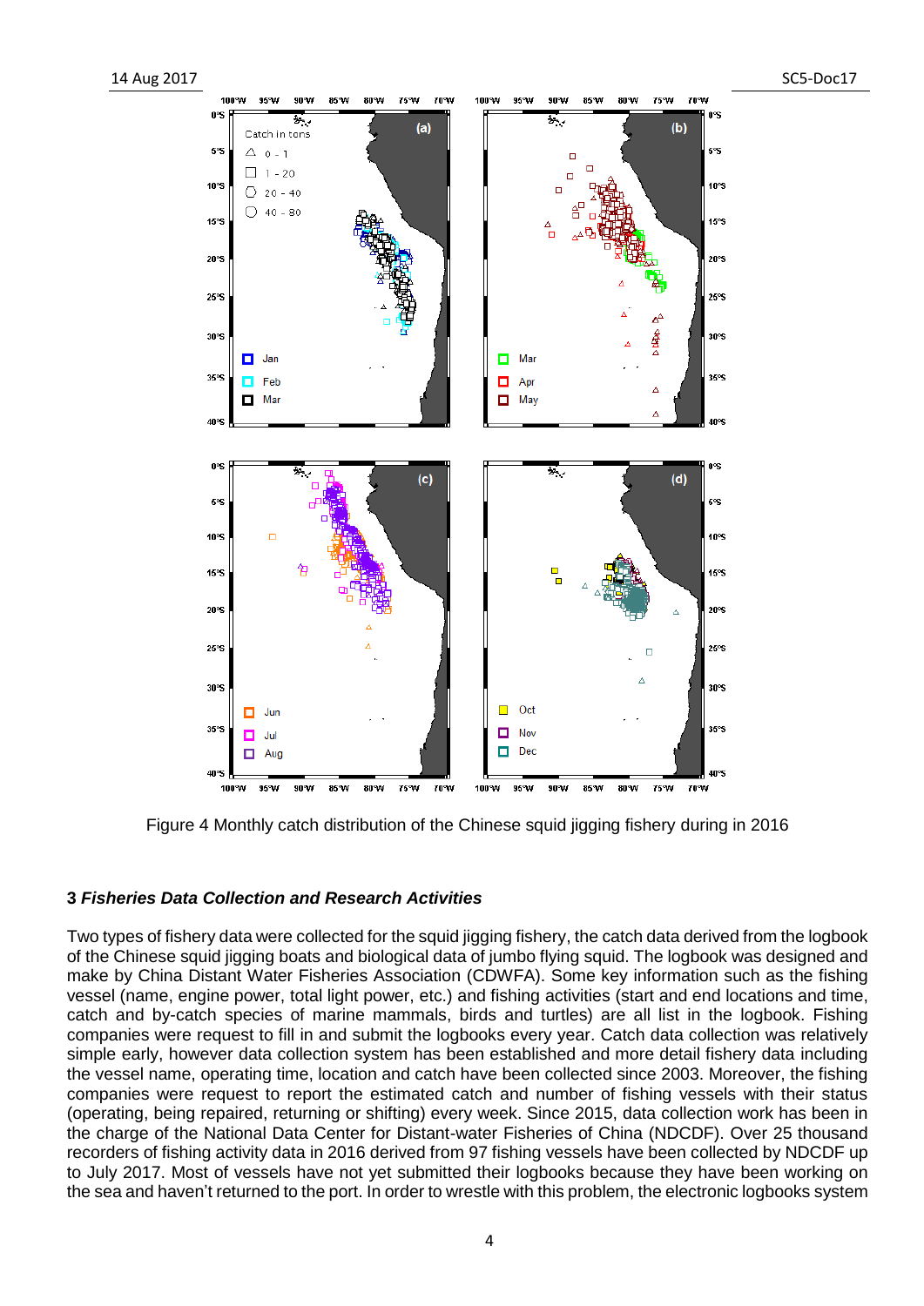Figure 4 Monthly catch distribution of the Chinese squid jigging fishery during in 2016

### 3 *Fisheries Data Collection and Research Activities*

Two types of fishery data were collected for the squid jigging fishery, the catch data derived from the logbook of the Chinese squid jigging boats and biological data of jumbo flying squid. The logbook was designed and make by China Distant Water Fisheries Association (CDWFA). Some key information such as the fishing vessel (name, engine power, total light power, etc.) and fishing activities (start and end locations and time, catch and by-catch species of marine mammals, birds and turtles) are all list in the logbook. Fishing companies were request to fill in and submit the logbooks every year. Catch data collection was relatively simple early, however data collection system has been established and more detail fishery data including the vessel name, operating time, location and catch have been collected since 2003. Moreover, the fishing companies were request to report the estimated catch and number of fishing vessels with their status (operating, being repaired, returning or shifting) every week. Since 2015, data collection work has been in the charge of the National Data Center for Distant-water Fisheries of China (NDCDF). Over 25 thousand recorders of fishing activity data in 2016 derived from 97 fishing vessels have been collected by NDCDF up to July 2017. Most of vessels have not yet submitted their logbooks because they have been working on the sea and haven't returned to the port. In order to wrestle with this problem, the electronic logbooks system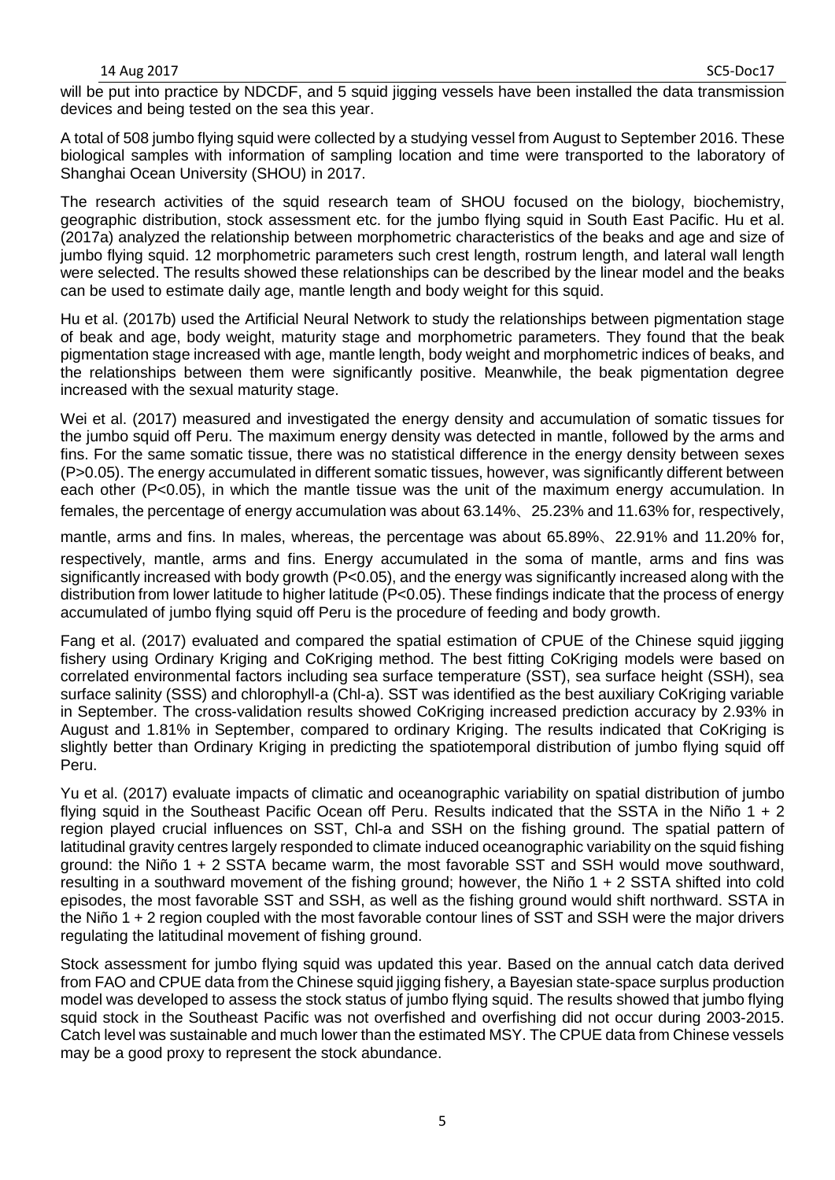will be put into practice by NDCDF, and 5 squid jigging vessels have been installed the data transmission devices and being tested on the sea this year.

A total of 508 jumbo flying squid were collected by a studying vessel from August to September 2016. These biological samples with information of sampling location and time were transported to the laboratory of Shanghai Ocean University (SHOU) in 2017.

The research activities of the squid research team of SHOU focused on the biology, biochemistry, geographic distribution, stock assessment etc. for the jumbo flying squid in South East Pacific. Hu et al. (2017a) analyzed the relationship between morphometric characteristics of the beaks and age and size of jumbo flying squid. 12 morphometric parameters such crest length, rostrum length, and lateral wall length were selected. The results showed these relationships can be described by the linear model and the beaks can be used to estimate daily age, mantle length and body weight for this squid.

Hu et al. (2017b) used the Artificial Neural Network to study the relationships between pigmentation stage of beak and age, body weight, maturity stage and morphometric parameters. They found that the beak pigmentation stage increased with age, mantle length, body weight and morphometric indices of beaks, and the relationships between them were significantly positive. Meanwhile, the beak pigmentation degree increased with the sexual maturity stage.

Wei et al. (2017) measured and investigated the energy density and accumulation of somatic tissues for the jumbo squid off Peru. The maximum energy density was detected in mantle, followed by the arms and fins. For the same somatic tissue, there was no statistical difference in the energy density between sexes ($P>0.05$). The energy accumulated in different somatic tissues, however, was significantly different between each other ($P<0.05$), in which the mantle tissue was the unit of the maximum energy accumulation. In females, the percentage of energy accumulation was about 63.14%、25.23% and 11.63% for, respectively, mantle, arms and fins. In males, whereas, the percentage was about 65.89%、22.91% and 11.20% for, respectively, mantle, arms and fins. Energy accumulated in the soma of mantle, arms and fins was significantly increased with body growth ($P<0.05$), and the energy was significantly increased along with the distribution from lower latitude to higher latitude ($P<0.05$). These findings indicate that the process of energy accumulated of jumbo flying squid off Peru is the procedure of feeding and body growth.

Fang et al. (2017) evaluated and compared the spatial estimation of CPUE of the Chinese squid jigging fishery using Ordinary Kriging and CoKriging method. The best fitting CoKriging models were based on correlated environmental factors including sea surface temperature (SST), sea surface height (SSH), sea surface salinity (SSS) and chlorophyll-a (Chl-a). SST was identified as the best auxiliary CoKriging variable in September. The cross-validation results showed CoKriging increased prediction accuracy by 2.93% in August and 1.81% in September, compared to ordinary Kriging. The results indicated that CoKriging is slightly better than Ordinary Kriging in predicting the spatiotemporal distribution of jumbo flying squid off Peru.

Yu et al. (2017) evaluate impacts of climatic and oceanographic variability on spatial distribution of jumbo flying squid in the Southeast Pacific Ocean off Peru. Results indicated that the SSTA in the Niño 1 + 2 region played crucial influences on SST, Chl-a and SSH on the fishing ground. The spatial pattern of latitudinal gravity centres largely responded to climate induced oceanographic variability on the squid fishing ground: the Niño 1 + 2 SSTA became warm, the most favorable SST and SSH would move southward, resulting in a southward movement of the fishing ground; however, the Niño 1 + 2 SSTA shifted into cold episodes, the most favorable SST and SSH, as well as the fishing ground would shift northward. SSTA in the Niño 1 + 2 region coupled with the most favorable contour lines of SST and SSH were the major drivers regulating the latitudinal movement of fishing ground.

Stock assessment for jumbo flying squid was updated this year. Based on the annual catch data derived from FAO and CPUE data from the Chinese squid jigging fishery, a Bayesian state-space surplus production model was developed to assess the stock status of jumbo flying squid. The results showed that jumbo flying squid stock in the Southeast Pacific was not overfished and overfishing did not occur during 2003-2015. Catch level was sustainable and much lower than the estimated MSY. The CPUE data from Chinese vessels may be a good proxy to represent the stock abundance.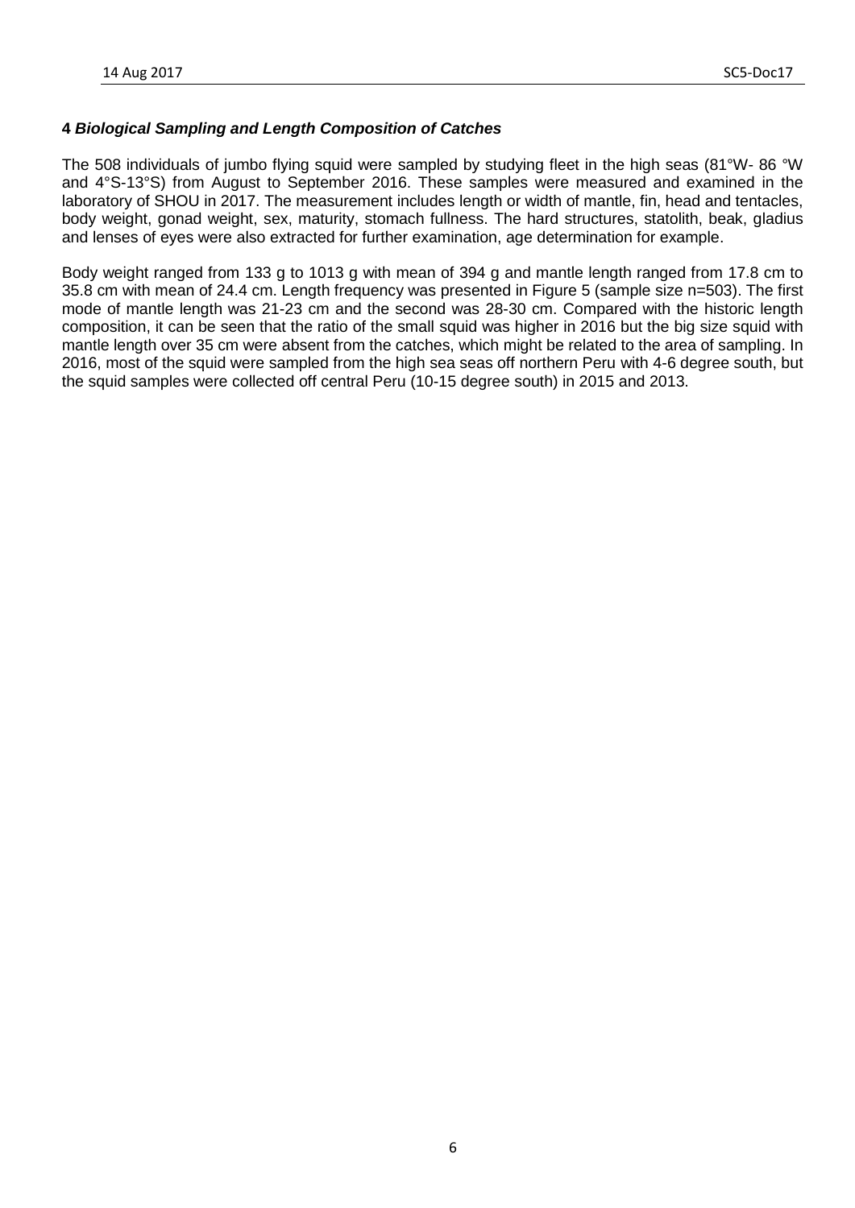## 4 *Biological Sampling and Length Composition of Catches*

The 508 individuals of jumbo flying squid were sampled by studying fleet in the high seas (81°W- 86 °W and 4°S-13°S) from August to September 2016. These samples were measured and examined in the laboratory of SHOU in 2017. The measurement includes length or width of mantle, fin, head and tentacles, body weight, gonad weight, sex, maturity, stomach fullness. The hard structures, statolith, beak, gladius and lenses of eyes were also extracted for further examination, age determination for example.

Body weight ranged from 133 g to 1013 g with mean of 394 g and mantle length ranged from 17.8 cm to 35.8 cm with mean of 24.4 cm. Length frequency was presented in Figure 5 (sample size n=503). The first mode of mantle length was 21-23 cm and the second was 28-30 cm. Compared with the historic length composition, it can be seen that the ratio of the small squid was higher in 2016 but the big size squid with mantle length over 35 cm were absent from the catches, which might be related to the area of sampling. In 2016, most of the squid were sampled from the high sea seas off northern Peru with 4-6 degree south, but the squid samples were collected off central Peru (10-15 degree south) in 2015 and 2013.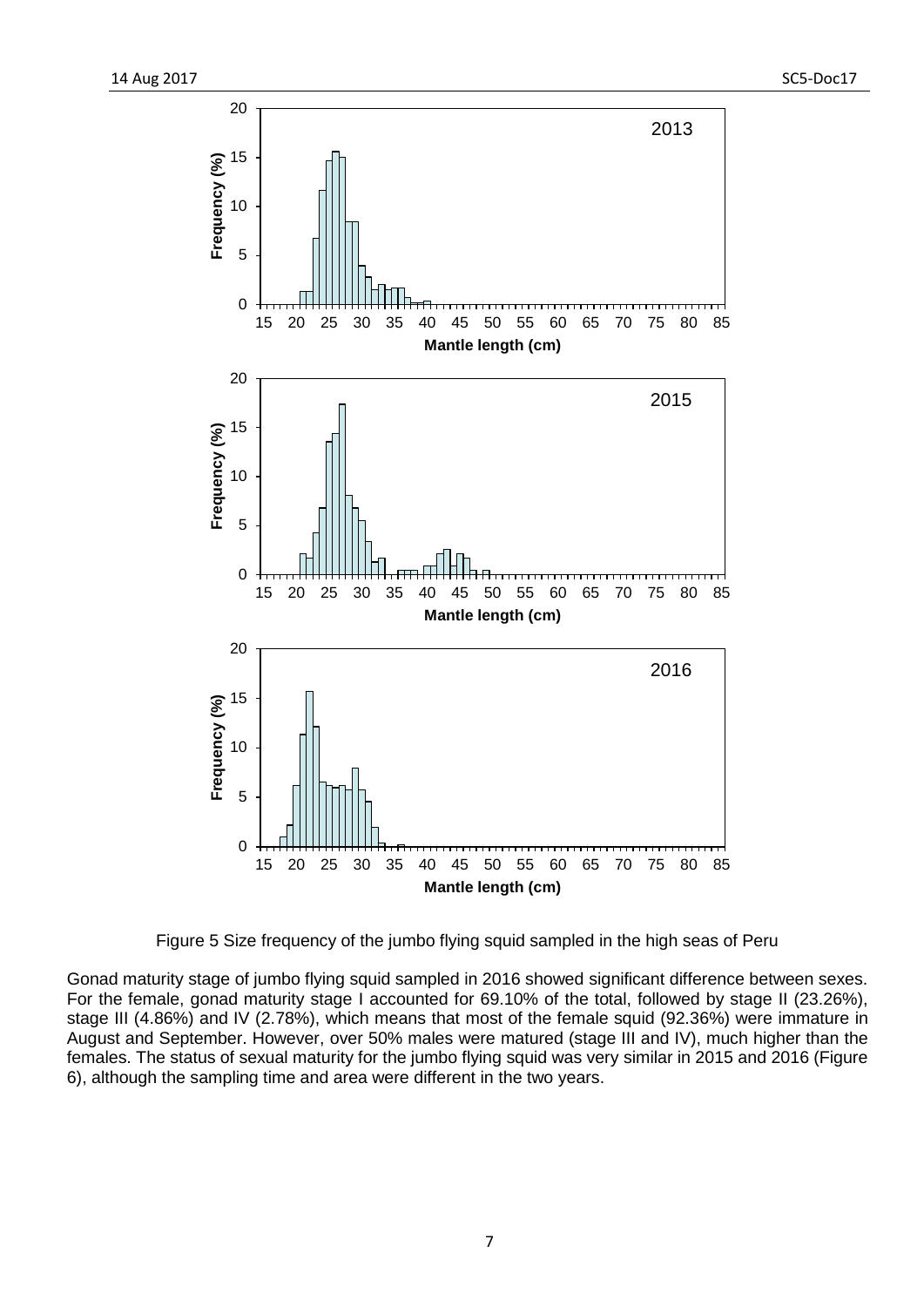Figure 5 Size frequency of the jumbo flying squid sampled in the high seas of Peru

Gonad maturity stage of jumbo flying squid sampled in 2016 showed significant difference between sexes. For the female, gonad maturity stage I accounted for 69.10% of the total, followed by stage II (23.26%), stage III (4.86%) and IV (2.78%), which means that most of the female squid (92.36%) were immature in August and September. However, over 50% males were matured (stage III and IV), much higher than the females. The status of sexual maturity for the jumbo flying squid was very similar in 2015 and 2016 (Figure 6), although the sampling time and area were different in the two years.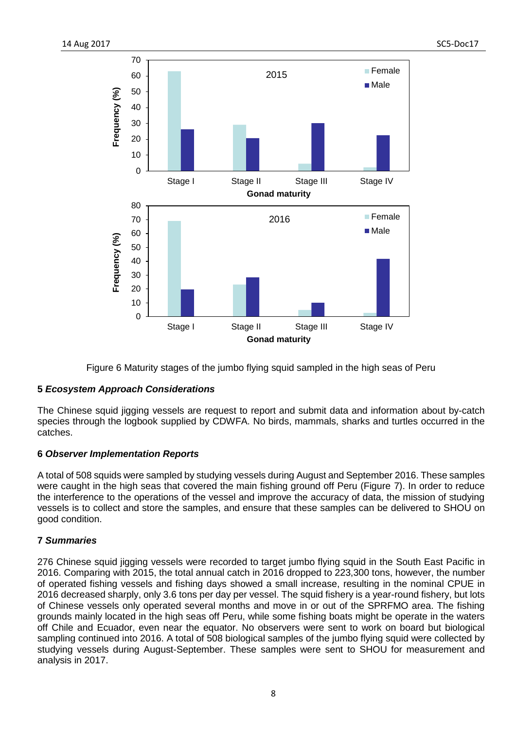Figure 6 Maturity stages of the jumbo flying squid sampled in the high seas of Peru

## 5 *Ecosystem Approach Considerations*

The Chinese squid jigging vessels are request to report and submit data and information about by-catch species through the logbook supplied by CDWFA. No birds, mammals, sharks and turtles occurred in the catches.

## 6 *Observer Implementation Reports*

A total of 508 squids were sampled by studying vessels during August and September 2016. These samples were caught in the high seas that covered the main fishing ground off Peru (Figure 7). In order to reduce the interference to the operations of the vessel and improve the accuracy of data, the mission of studying vessels is to collect and store the samples, and ensure that these samples can be delivered to SHOU on good condition.

## 7 *Summaries*

276 Chinese squid jigging vessels were recorded to target jumbo flying squid in the South East Pacific in 2016. Comparing with 2015, the total annual catch in 2016 dropped to 223,300 tons, however, the number of operated fishing vessels and fishing days showed a small increase, resulting in the nominal CPUE in 2016 decreased sharply, only 3.6 tons per day per vessel. The squid fishery is a year-round fishery, but lots of Chinese vessels only operated several months and move in or out of the SPRFMO area. The fishing grounds mainly located in the high seas off Peru, while some fishing boats might be operate in the waters off Chile and Ecuador, even near the equator. No observers were sent to work on board but biological sampling continued into 2016. A total of 508 biological samples of the jumbo flying squid were collected by studying vessels during August-September. These samples were sent to SHOU for measurement and analysis in 2017.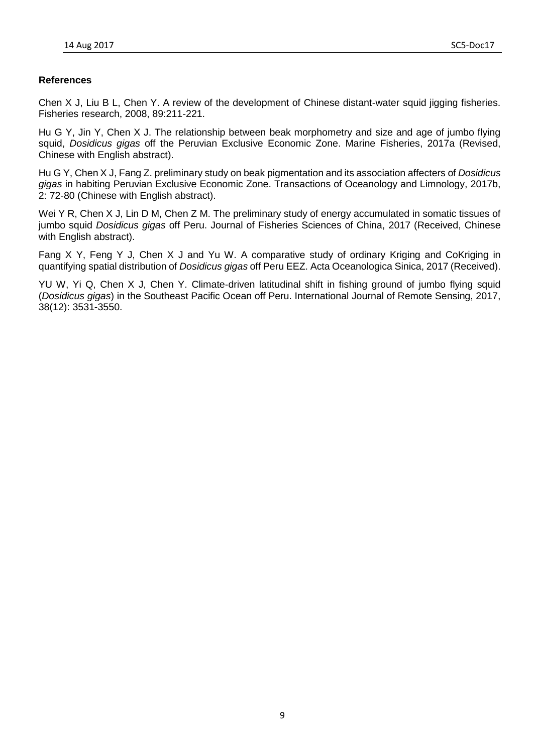**References**

Chen X J, Liu B L, Chen Y. A review of the development of Chinese distant-water squid jigging fisheries. Fisheries research, 2008, 89:211-221.

Hu G Y, Jin Y, Chen X J. The relationship between beak morphometry and size and age of jumbo flying squid, *Dosidicus gigas* off the Peruvian Exclusive Economic Zone. Marine Fisheries, 2017a (Revised, Chinese with English abstract).

Hu G Y, Chen X J, Fang Z. preliminary study on beak pigmentation and its association affecters of *Dosidicus gigas* in habiting Peruvian Exclusive Economic Zone. Transactions of Oceanology and Limnology, 2017b, 2: 72-80 (Chinese with English abstract).

Wei Y R, Chen X J, Lin D M, Chen Z M. The preliminary study of energy accumulated in somatic tissues of jumbo squid *Dosidicus gigas* off Peru. Journal of Fisheries Sciences of China, 2017 (Received, Chinese with English abstract).

Fang X Y, Feng Y J, Chen X J and Yu W. A comparative study of ordinary Kriging and CoKriging in quantifying spatial distribution of *Dosidicus gigas* off Peru EEZ. Acta Oceanologica Sinica, 2017 (Received).

YU W, Yi Q, Chen X J, Chen Y. Climate-driven latitudinal shift in fishing ground of jumbo flying squid (*Dosidicus gigas*) in the Southeast Pacific Ocean off Peru. International Journal of Remote Sensing, 2017, 38(12): 3531-3550.